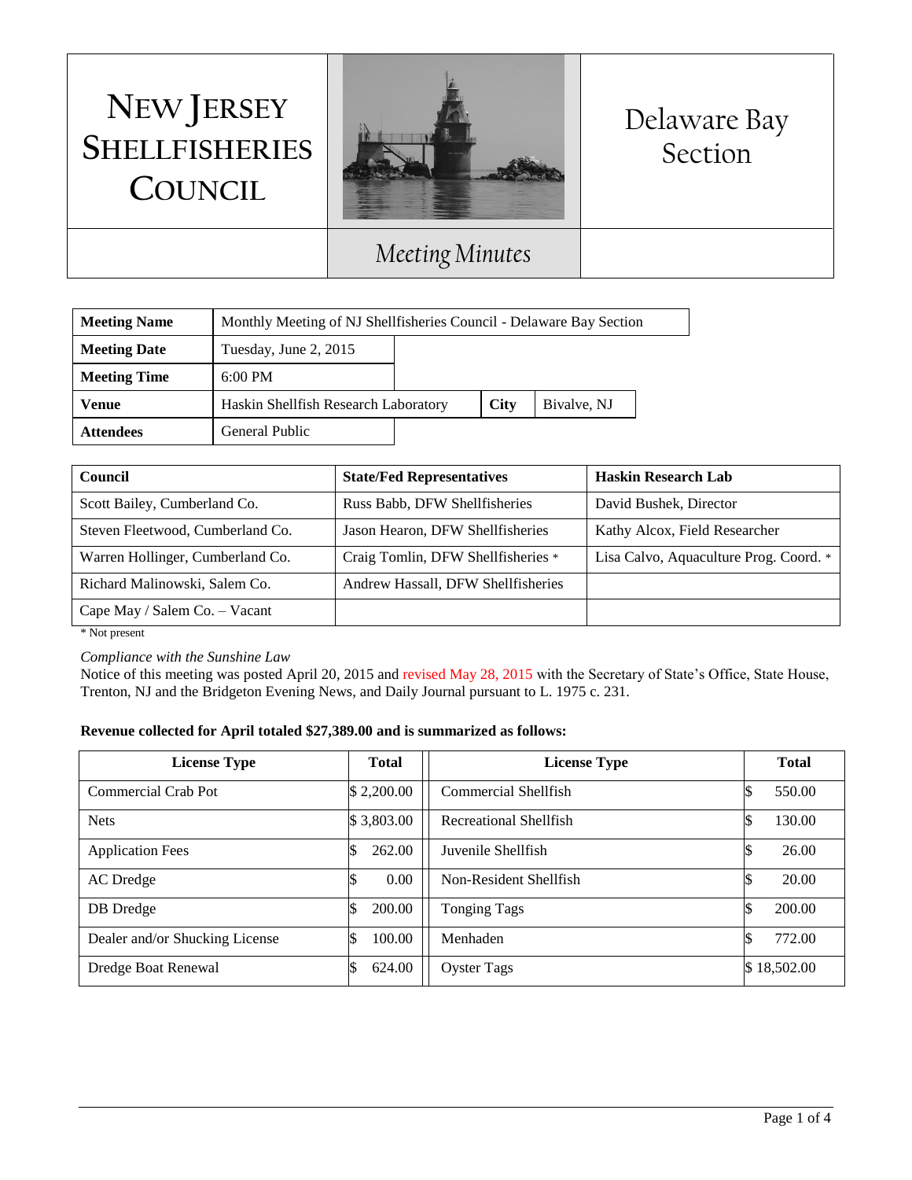# New Jersey Shellfisheries Council

## Delaware Bay Section

### Meeting Minutes

| Meeting Name | Monthly Meeting of NJ Shellfisheries Council - Delaware Bay Section |
|---|---|
| Meeting Date | Tuesday, June 2, 2015 |
| Meeting Time | 6:00 PM |
| Venue | Haskin Shellfish Research Laboratory — City: Bivalve, NJ |
| Attendees | General Public |

| Council | State/Fed Representatives | Haskin Research Lab |
|---|---|---|
| Scott Bailey, Cumberland Co. | Russ Babb, DFW Shellfisheries | David Bushek, Director |
| Steven Fleetwood, Cumberland Co. | Jason Hearon, DFW Shellfisheries | Kathy Alcox, Field Researcher |
| Warren Hollinger, Cumberland Co. | Craig Tomlin, DFW Shellfisheries * | Lisa Calvo, Aquaculture Prog. Coord. * |
| Richard Malinowski, Salem Co. | Andrew Hassall, DFW Shellfisheries | |
| Cape May / Salem Co. – Vacant | | |

\* Not present

*Compliance with the Sunshine Law*
Notice of this meeting was posted April 20, 2015 and revised May 28, 2015 with the Secretary of State's Office, State House, Trenton, NJ and the Bridgeton Evening News, and Daily Journal pursuant to L. 1975 c. 231.

**Revenue collected for April totaled $27,389.00 and is summarized as follows:**

| License Type | Total | License Type | Total |
|---|---|---|---|
| Commercial Crab Pot | $ 2,200.00 | Commercial Shellfish | $ 550.00 |
| Nets | $ 3,803.00 | Recreational Shellfish | $ 130.00 |
| Application Fees | $ 262.00 | Juvenile Shellfish | $ 26.00 |
| AC Dredge | $ 0.00 | Non-Resident Shellfish | $ 20.00 |
| DB Dredge | $ 200.00 | Tonging Tags | $ 200.00 |
| Dealer and/or Shucking License | $ 100.00 | Menhaden | $ 772.00 |
| Dredge Boat Renewal | $ 624.00 | Oyster Tags | $ 18,502.00 |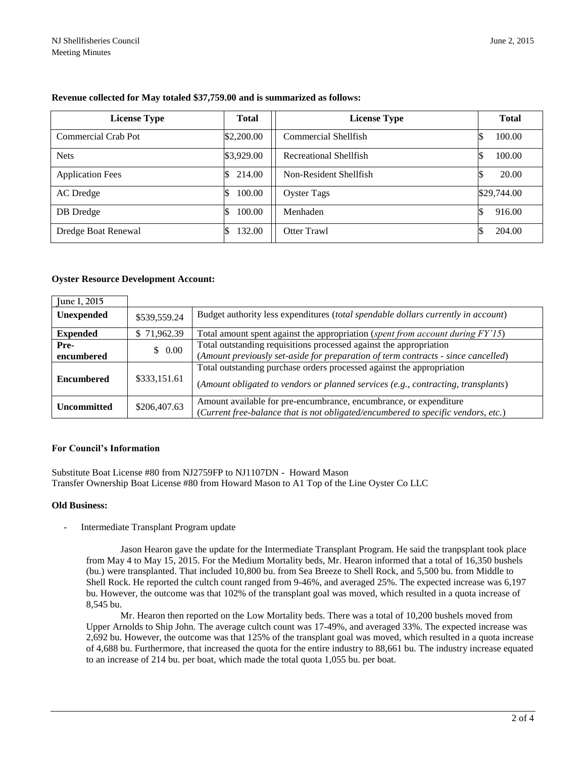**Revenue collected for May totaled $37,759.00 and is summarized as follows:**

| License Type | Total | License Type | Total |
|---|---|---|---|
| Commercial Crab Pot | $2,200.00 | Commercial Shellfish | $ 100.00 |
| Nets | $3,929.00 | Recreational Shellfish | $ 100.00 |
| Application Fees | $ 214.00 | Non-Resident Shellfish | $ 20.00 |
| AC Dredge | $ 100.00 | Oyster Tags | $29,744.00 |
| DB Dredge | $ 100.00 | Menhaden | $ 916.00 |
| Dredge Boat Renewal | $ 132.00 | Otter Trawl | $ 204.00 |

**Oyster Resource Development Account:**

| June 1, 2015 | | |
|---|---|---|
| **Unexpended** | $539,559.24 | Budget authority less expenditures (*total spendable dollars currently in account*) |
| **Expended** | $ 71,962.39 | Total amount spent against the appropriation (*spent from account during FY'15*) |
| **Pre-encumbered** | $ 0.00 | Total outstanding requisitions processed against the appropriation (*Amount previously set-aside for preparation of term contracts - since cancelled*) |
| **Encumbered** | $333,151.61 | Total outstanding purchase orders processed against the appropriation (*Amount obligated to vendors or planned services (e.g., contracting, transplants*) |
| **Uncommitted** | $206,407.63 | Amount available for pre-encumbrance, encumbrance, or expenditure (*Current free-balance that is not obligated/encumbered to specific vendors, etc.*) |

**For Council's Information**

Substitute Boat License #80 from NJ2759FP to NJ1107DN - Howard Mason
Transfer Ownership Boat License #80 from Howard Mason to A1 Top of the Line Oyster Co LLC

**Old Business:**

- Intermediate Transplant Program update

Jason Hearon gave the update for the Intermediate Transplant Program. He said the tranpsplant took place from May 4 to May 15, 2015. For the Medium Mortality beds, Mr. Hearon informed that a total of 16,350 bushels (bu.) were transplanted. That included 10,800 bu. from Sea Breeze to Shell Rock, and 5,500 bu. from Middle to Shell Rock. He reported the cultch count ranged from 9-46%, and averaged 25%. The expected increase was 6,197 bu. However, the outcome was that 102% of the transplant goal was moved, which resulted in a quota increase of 8,545 bu.

Mr. Hearon then reported on the Low Mortality beds. There was a total of 10,200 bushels moved from Upper Arnolds to Ship John. The average cultch count was 17-49%, and averaged 33%. The expected increase was 2,692 bu. However, the outcome was that 125% of the transplant goal was moved, which resulted in a quota increase of 4,688 bu. Furthermore, that increased the quota for the entire industry to 88,661 bu. The industry increase equated to an increase of 214 bu. per boat, which made the total quota 1,055 bu. per boat.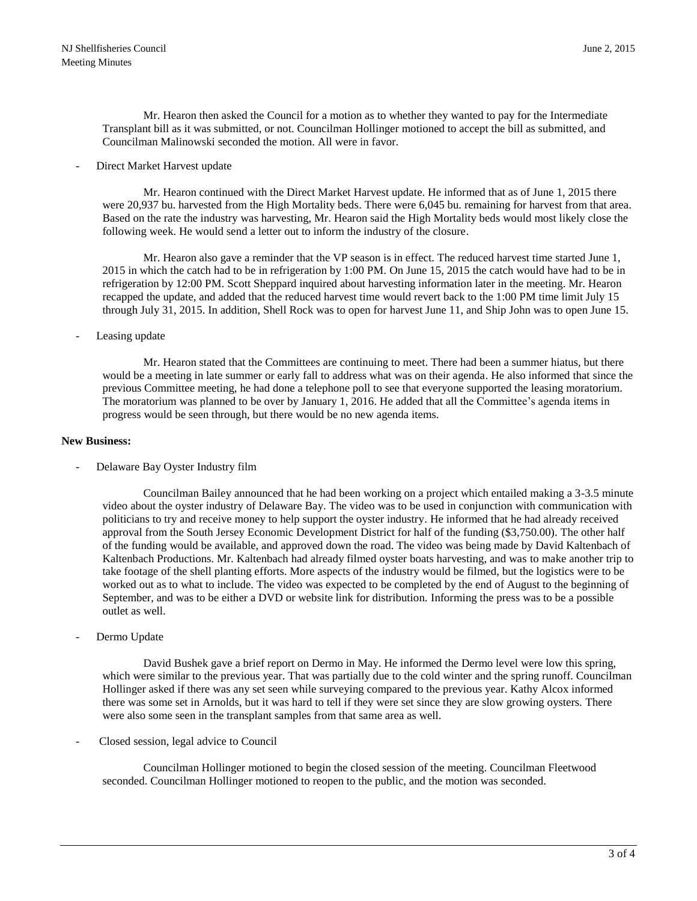Mr. Hearon then asked the Council for a motion as to whether they wanted to pay for the Intermediate Transplant bill as it was submitted, or not. Councilman Hollinger motioned to accept the bill as submitted, and Councilman Malinowski seconded the motion. All were in favor.

- Direct Market Harvest update

Mr. Hearon continued with the Direct Market Harvest update. He informed that as of June 1, 2015 there were 20,937 bu. harvested from the High Mortality beds. There were 6,045 bu. remaining for harvest from that area. Based on the rate the industry was harvesting, Mr. Hearon said the High Mortality beds would most likely close the following week. He would send a letter out to inform the industry of the closure.

Mr. Hearon also gave a reminder that the VP season is in effect. The reduced harvest time started June 1, 2015 in which the catch had to be in refrigeration by 1:00 PM. On June 15, 2015 the catch would have had to be in refrigeration by 12:00 PM. Scott Sheppard inquired about harvesting information later in the meeting. Mr. Hearon recapped the update, and added that the reduced harvest time would revert back to the 1:00 PM time limit July 15 through July 31, 2015. In addition, Shell Rock was to open for harvest June 11, and Ship John was to open June 15.

- Leasing update

Mr. Hearon stated that the Committees are continuing to meet. There had been a summer hiatus, but there would be a meeting in late summer or early fall to address what was on their agenda. He also informed that since the previous Committee meeting, he had done a telephone poll to see that everyone supported the leasing moratorium. The moratorium was planned to be over by January 1, 2016. He added that all the Committee's agenda items in progress would be seen through, but there would be no new agenda items.

**New Business:**

- Delaware Bay Oyster Industry film

Councilman Bailey announced that he had been working on a project which entailed making a 3-3.5 minute video about the oyster industry of Delaware Bay. The video was to be used in conjunction with communication with politicians to try and receive money to help support the oyster industry. He informed that he had already received approval from the South Jersey Economic Development District for half of the funding ($3,750.00). The other half of the funding would be available, and approved down the road. The video was being made by David Kaltenbach of Kaltenbach Productions. Mr. Kaltenbach had already filmed oyster boats harvesting, and was to make another trip to take footage of the shell planting efforts. More aspects of the industry would be filmed, but the logistics were to be worked out as to what to include. The video was expected to be completed by the end of August to the beginning of September, and was to be either a DVD or website link for distribution. Informing the press was to be a possible outlet as well.

- Dermo Update

David Bushek gave a brief report on Dermo in May. He informed the Dermo level were low this spring, which were similar to the previous year. That was partially due to the cold winter and the spring runoff. Councilman Hollinger asked if there was any set seen while surveying compared to the previous year. Kathy Alcox informed there was some set in Arnolds, but it was hard to tell if they were set since they are slow growing oysters. There were also some seen in the transplant samples from that same area as well.

- Closed session, legal advice to Council

Councilman Hollinger motioned to begin the closed session of the meeting. Councilman Fleetwood seconded. Councilman Hollinger motioned to reopen to the public, and the motion was seconded.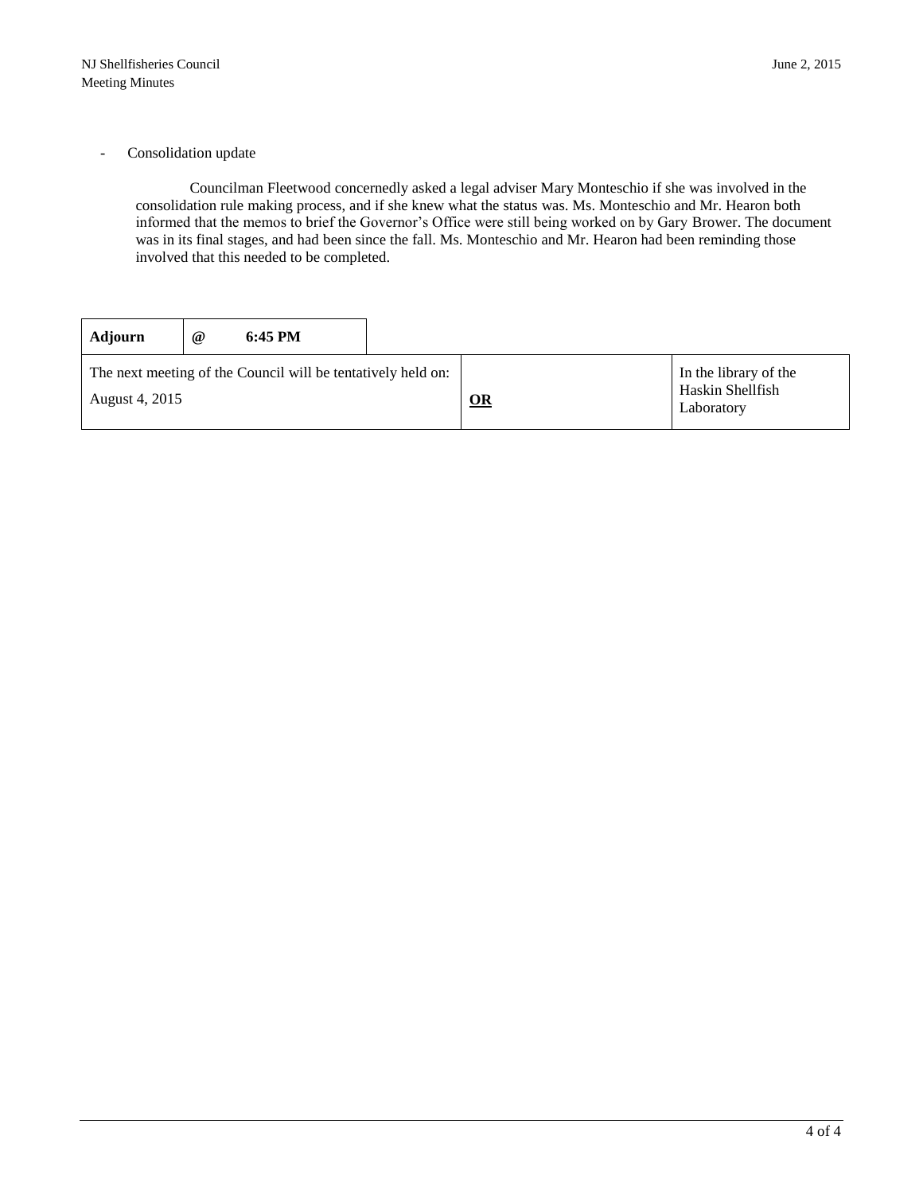- Consolidation update

  Councilman Fleetwood concernedly asked a legal adviser Mary Monteschio if she was involved in the consolidation rule making process, and if she knew what the status was. Ms. Monteschio and Mr. Hearon both informed that the memos to brief the Governor's Office were still being worked on by Gary Brower. The document was in its final stages, and had been since the fall. Ms. Monteschio and Mr. Hearon had been reminding those involved that this needed to be completed.

| **Adjourn** | **@** | **6:45 PM** |
|---|---|---|

| | | |
|---|---|---|
| The next meeting of the Council will be tentatively held on: August 4, 2015 | **OR** | In the library of the Haskin Shellfish Laboratory |